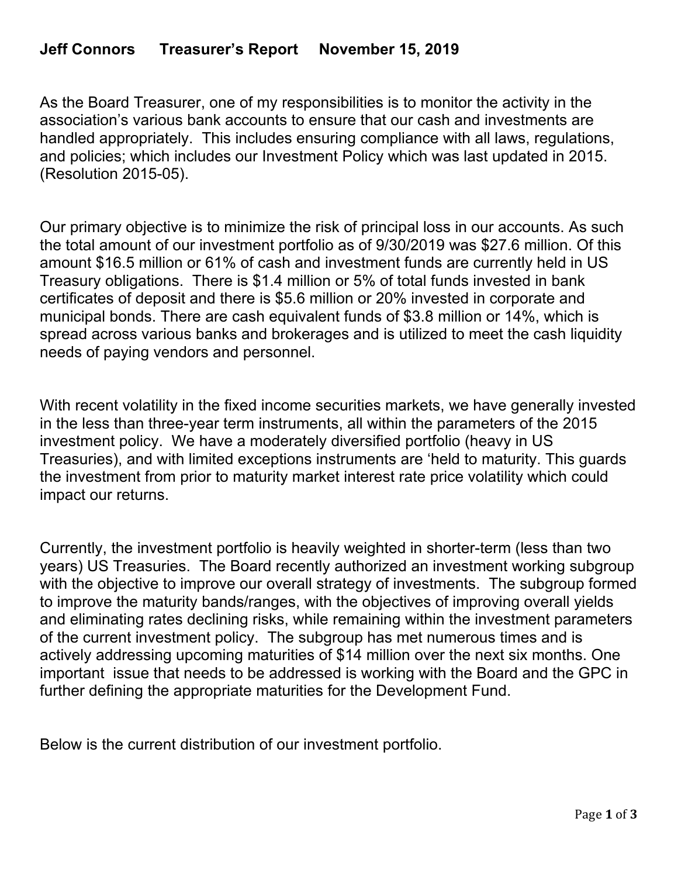**Jeff Connors  Treasurer's Report  November 15, 2019**

As the Board Treasurer, one of my responsibilities is to monitor the activity in the association's various bank accounts to ensure that our cash and investments are handled appropriately. This includes ensuring compliance with all laws, regulations, and policies; which includes our Investment Policy which was last updated in 2015. (Resolution 2015-05).

Our primary objective is to minimize the risk of principal loss in our accounts. As such the total amount of our investment portfolio as of 9/30/2019 was $27.6 million. Of this amount $16.5 million or 61% of cash and investment funds are currently held in US Treasury obligations. There is $1.4 million or 5% of total funds invested in bank certificates of deposit and there is $5.6 million or 20% invested in corporate and municipal bonds. There are cash equivalent funds of $3.8 million or 14%, which is spread across various banks and brokerages and is utilized to meet the cash liquidity needs of paying vendors and personnel.

With recent volatility in the fixed income securities markets, we have generally invested in the less than three-year term instruments, all within the parameters of the 2015 investment policy. We have a moderately diversified portfolio (heavy in US Treasuries), and with limited exceptions instruments are 'held to maturity. This guards the investment from prior to maturity market interest rate price volatility which could impact our returns.

Currently, the investment portfolio is heavily weighted in shorter-term (less than two years) US Treasuries. The Board recently authorized an investment working subgroup with the objective to improve our overall strategy of investments. The subgroup formed to improve the maturity bands/ranges, with the objectives of improving overall yields and eliminating rates declining risks, while remaining within the investment parameters of the current investment policy. The subgroup has met numerous times and is actively addressing upcoming maturities of $14 million over the next six months. One important issue that needs to be addressed is working with the Board and the GPC in further defining the appropriate maturities for the Development Fund.

Below is the current distribution of our investment portfolio.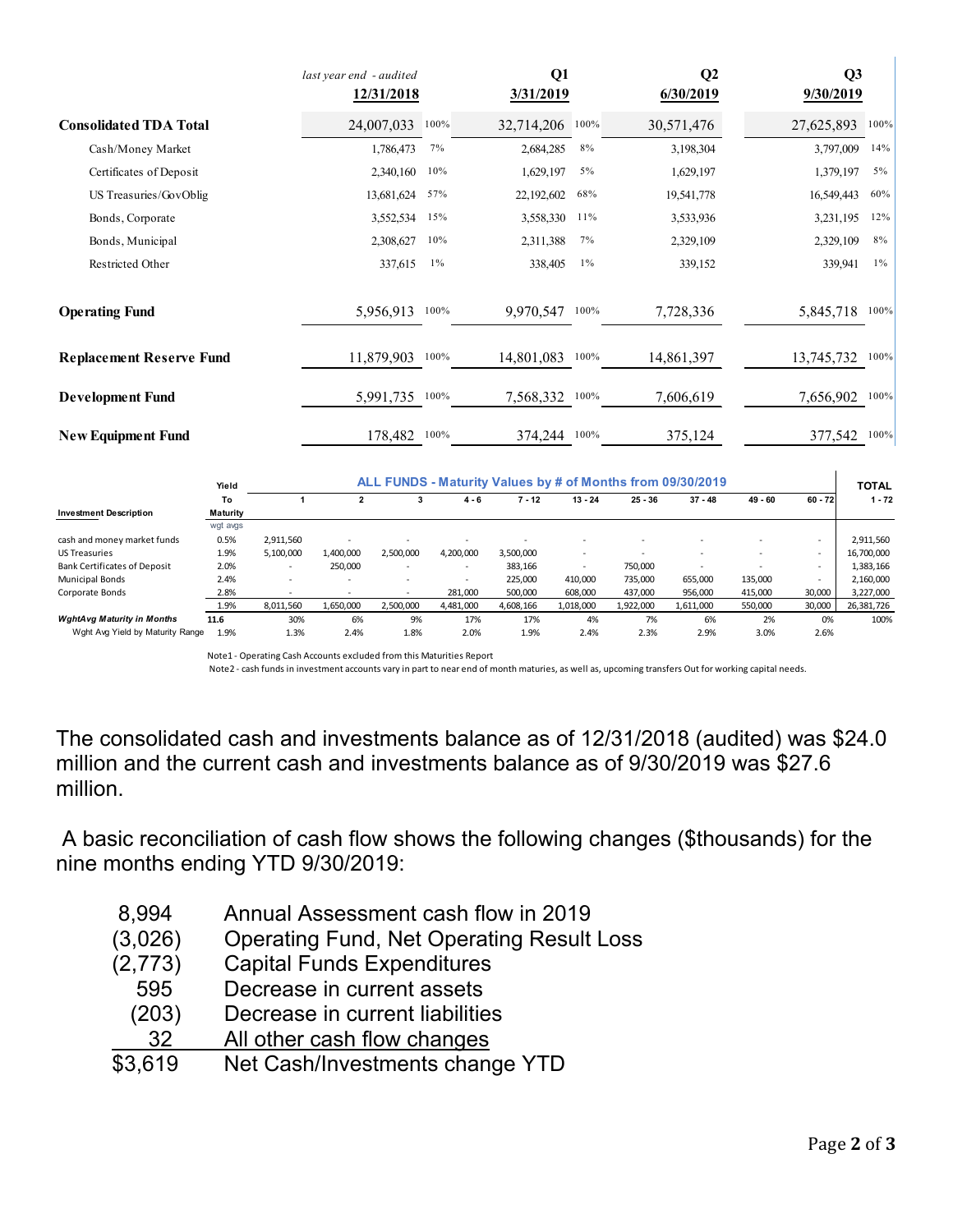| | last year end - audited 12/31/2018 | | Q1 3/31/2019 | | Q2 6/30/2019 | Q3 9/30/2019 | |
|---|---|---|---|---|---|---|---|
| **Consolidated TDA Total** | 24,007,033 | 100% | 32,714,206 | 100% | 30,571,476 | 27,625,893 | 100% |
| Cash/Money Market | 1,786,473 | 7% | 2,684,285 | 8% | 3,198,304 | 3,797,009 | 14% |
| Certificates of Deposit | 2,340,160 | 10% | 1,629,197 | 5% | 1,629,197 | 1,379,197 | 5% |
| US Treasuries/GovOblig | 13,681,624 | 57% | 22,192,602 | 68% | 19,541,778 | 16,549,443 | 60% |
| Bonds, Corporate | 3,552,534 | 15% | 3,558,330 | 11% | 3,533,936 | 3,231,195 | 12% |
| Bonds, Municipal | 2,308,627 | 10% | 2,311,388 | 7% | 2,329,109 | 2,329,109 | 8% |
| Restricted Other | 337,615 | 1% | 338,405 | 1% | 339,152 | 339,941 | 1% |
| **Operating Fund** | 5,956,913 | 100% | 9,970,547 | 100% | 7,728,336 | 5,845,718 | 100% |
| **Replacement Reserve Fund** | 11,879,903 | 100% | 14,801,083 | 100% | 14,861,397 | 13,745,732 | 100% |
| **Development Fund** | 5,991,735 | 100% | 7,568,332 | 100% | 7,606,619 | 7,656,902 | 100% |
| **New Equipment Fund** | 178,482 | 100% | 374,244 | 100% | 375,124 | 377,542 | 100% |

| Investment Description | Yield To Maturity | ALL FUNDS - Maturity Values by # of Months from 09/30/2019 | | | | | | | | | | TOTAL |
|---|---|---|---|---|---|---|---|---|---|---|---|---|
| | | 1 | 2 | 3 | 4 - 6 | 7 - 12 | 13 - 24 | 25 - 36 | 37 - 48 | 49 - 60 | 60 - 72 | 1 - 72 |
| | wgt avgs | | | | | | | | | | | |
| cash and money market funds | 0.5% | 2,911,560 | - | - | - | - | - | - | - | - | - | 2,911,560 |
| US Treasuries | 1.9% | 5,100,000 | 1,400,000 | 2,500,000 | 4,200,000 | 3,500,000 | - | - | - | - | - | 16,700,000 |
| Bank Certificates of Deposit | 2.0% | - | 250,000 | - | - | 383,166 | - | 750,000 | - | - | - | 1,383,166 |
| Municipal Bonds | 2.4% | - | - | - | - | 225,000 | 410,000 | 735,000 | 655,000 | 135,000 | - | 2,160,000 |
| Corporate Bonds | 2.8% | - | - | - | 281,000 | 500,000 | 608,000 | 437,000 | 956,000 | 415,000 | 30,000 | 3,227,000 |
| | 1.9% | 8,011,560 | 1,650,000 | 2,500,000 | 4,481,000 | 4,608,166 | 1,018,000 | 1,922,000 | 1,611,000 | 550,000 | 30,000 | 26,381,726 |
| ***WghtAvg Maturity in Months*** | **11.6** | 30% | 6% | 9% | 17% | 17% | 4% | 7% | 6% | 2% | 0% | 100% |
| Wght Avg Yield by Maturity Range | 1.9% | 1.3% | 2.4% | 1.8% | 2.0% | 1.9% | 2.4% | 2.3% | 2.9% | 3.0% | 2.6% | |

Note1 - Operating Cash Accounts excluded from this Maturities Report

Note2 - cash funds in investment accounts vary in part to near end of month maturies, as well as, upcoming transfers Out for working capital needs.

The consolidated cash and investments balance as of 12/31/2018 (audited) was $24.0 million and the current cash and investments balance as of 9/30/2019 was $27.6 million.

A basic reconciliation of cash flow shows the following changes ($thousands) for the nine months ending YTD 9/30/2019:

| | |
|---|---|
| 8,994 | Annual Assessment cash flow in 2019 |
| (3,026) | Operating Fund, Net Operating Result Loss |
| (2,773) | Capital Funds Expenditures |
| 595 | Decrease in current assets |
| (203) | Decrease in current liabilities |
| 32 | All other cash flow changes |
| $3,619 | Net Cash/Investments change YTD |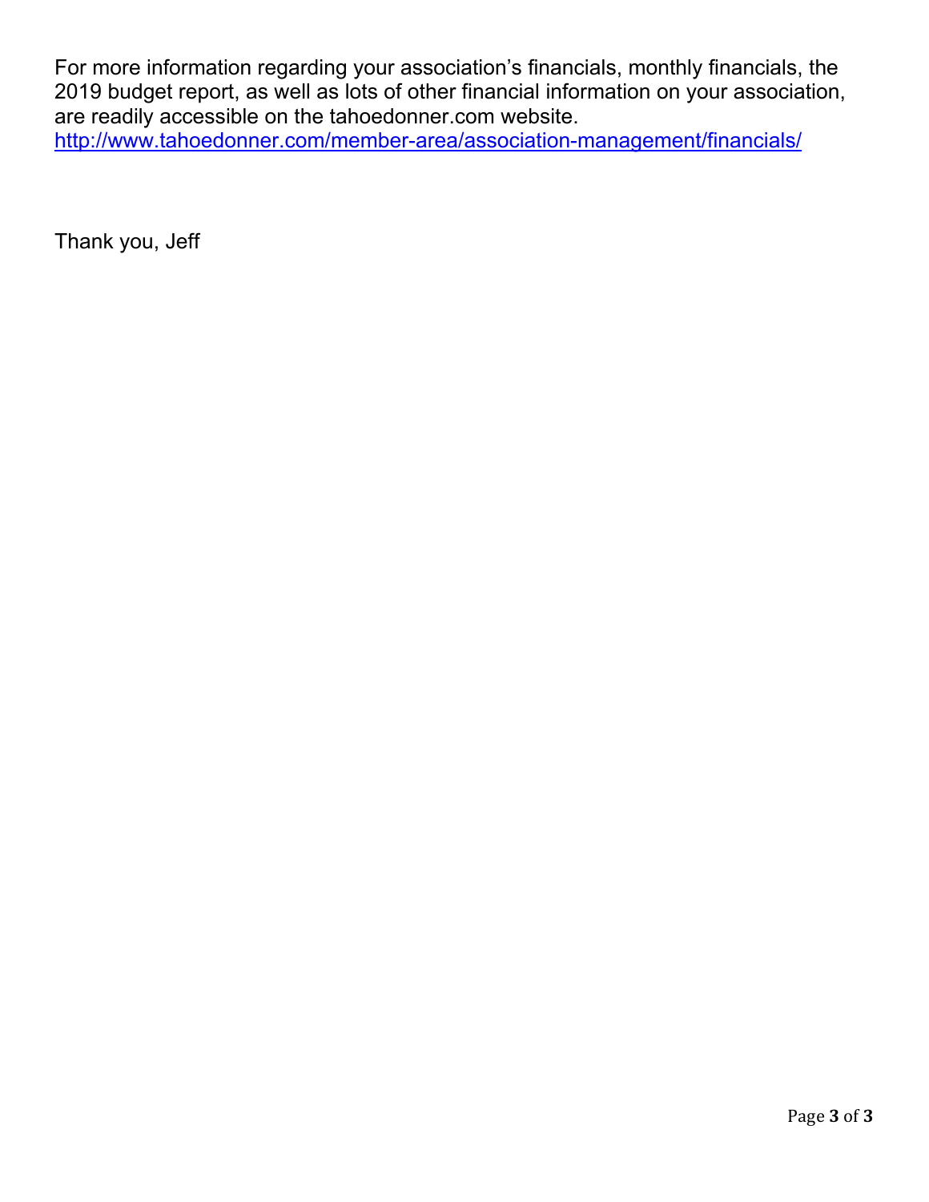For more information regarding your association's financials, monthly financials, the 2019 budget report, as well as lots of other financial information on your association, are readily accessible on the tahoedonner.com website.
http://www.tahoedonner.com/member-area/association-management/financials/

Thank you, Jeff